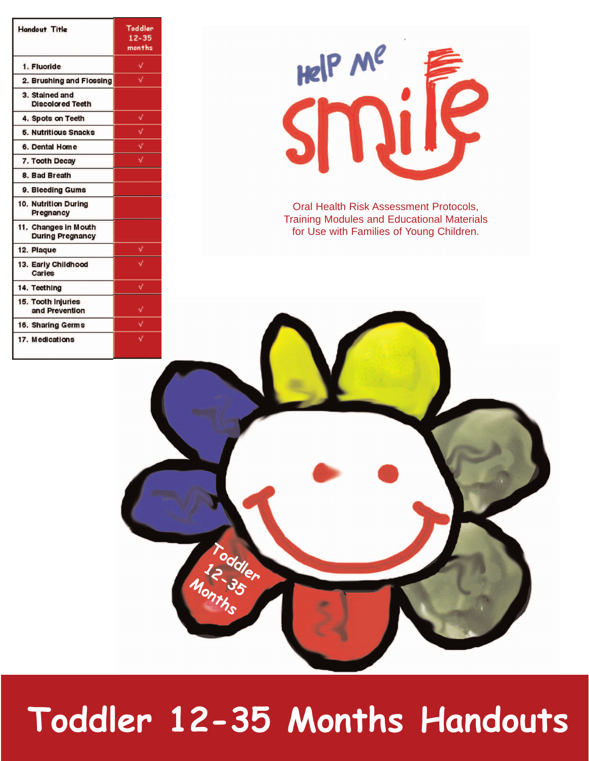| Handout Title | Toddler 12-35 months |
| --- | --- |
| 1. Fluoride | √ |
| 2. Brushing and Flossing | √ |
| 3. Stained and Discolored Teeth | |
| 4. Spots on Teeth | √ |
| 5. Nutritious Snacks | √ |
| 6. Dental Home | √ |
| 7. Tooth Decay | √ |
| 8. Bad Breath | |
| 9. Bleeding Gums | |
| 10. Nutrition During Pregnancy | |
| 11. Changes in Mouth During Pregnancy | |
| 12. Plaque | √ |
| 13. Early Childhood Caries | √ |
| 14. Teething | √ |
| 15. Tooth Injuries and Prevention | √ |
| 16. Sharing Germs | √ |
| 17. Medications | √ |

Help Me Smile

Oral Health Risk Assessment Protocols, Training Modules and Educational Materials for Use with Families of Young Children.

Toddler 12-35 Months

# Toddler 12-35 Months Handouts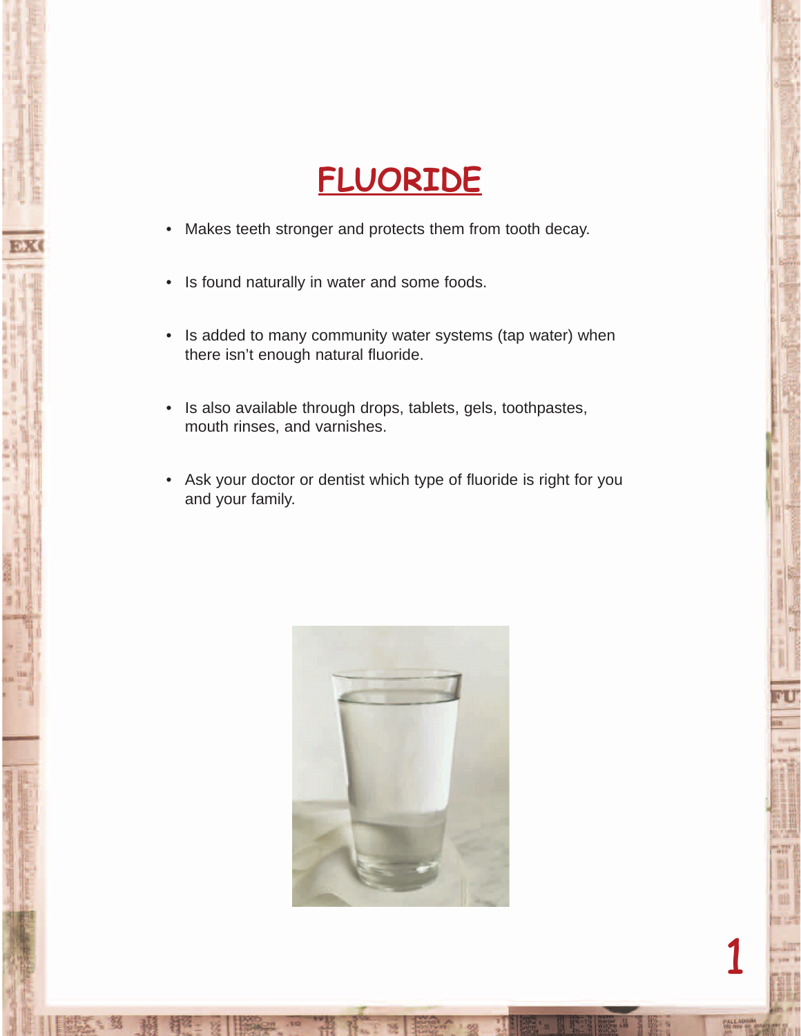# FLUORIDE

- Makes teeth stronger and protects them from tooth decay.
- Is found naturally in water and some foods.
- Is added to many community water systems (tap water) when there isn't enough natural fluoride.
- Is also available through drops, tablets, gels, toothpastes, mouth rinses, and varnishes.
- Ask your doctor or dentist which type of fluoride is right for you and your family.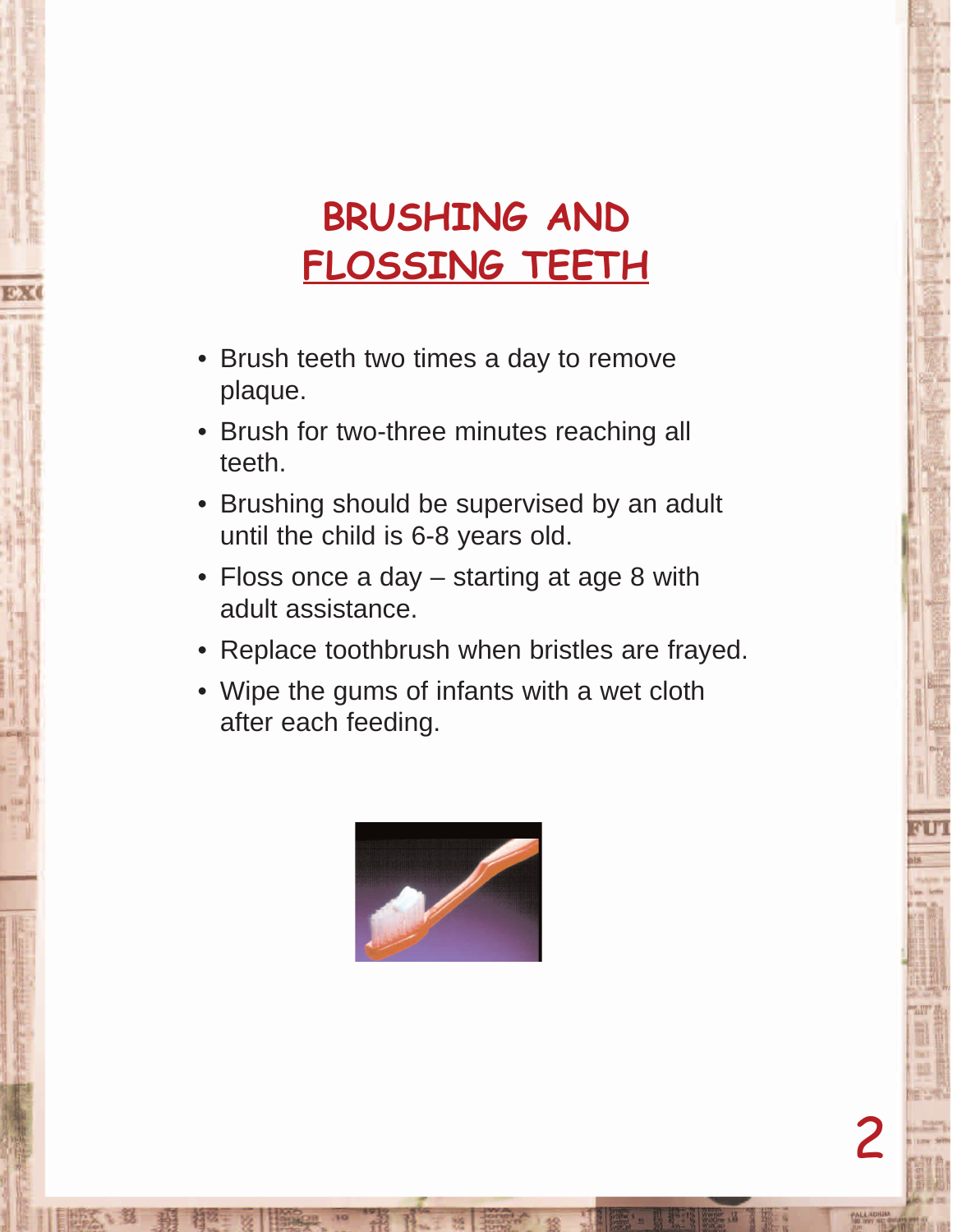# BRUSHING AND FLOSSING TEETH

- Brush teeth two times a day to remove plaque.
- Brush for two-three minutes reaching all teeth.
- Brushing should be supervised by an adult until the child is 6-8 years old.
- Floss once a day – starting at age 8 with adult assistance.
- Replace toothbrush when bristles are frayed.
- Wipe the gums of infants with a wet cloth after each feeding.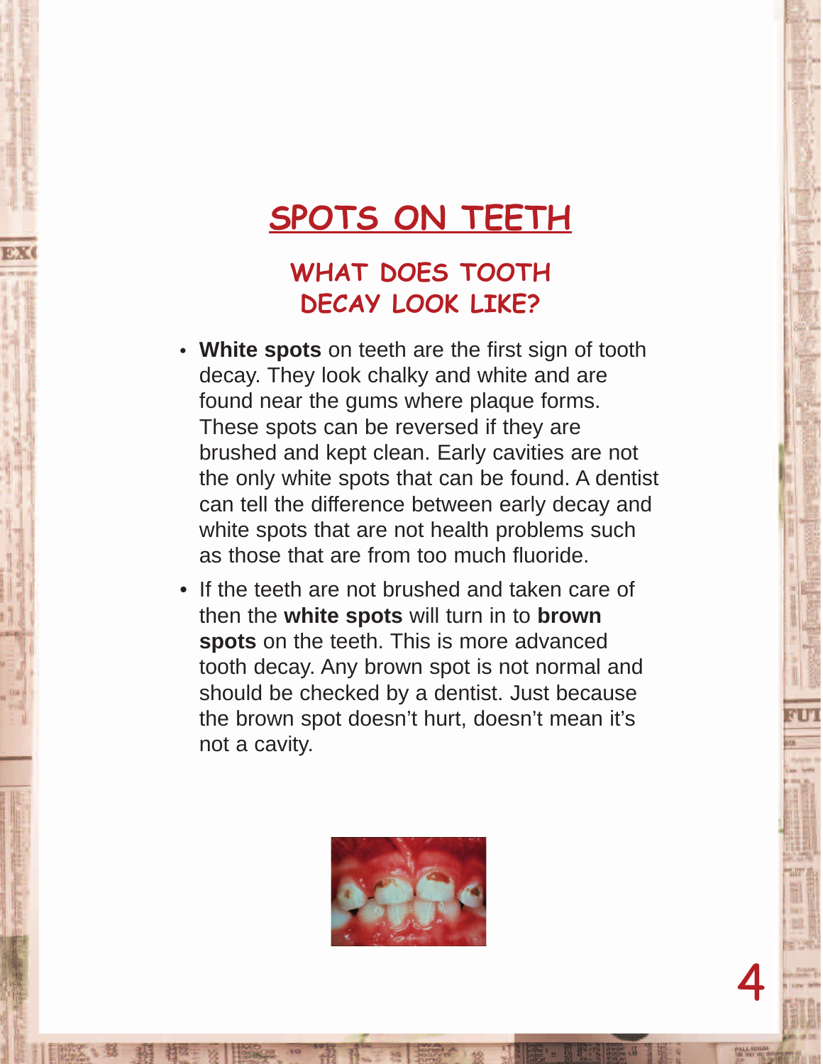# SPOTS ON TEETH

## WHAT DOES TOOTH DECAY LOOK LIKE?

- **White spots** on teeth are the first sign of tooth decay. They look chalky and white and are found near the gums where plaque forms. These spots can be reversed if they are brushed and kept clean. Early cavities are not the only white spots that can be found. A dentist can tell the difference between early decay and white spots that are not health problems such as those that are from too much fluoride.
- If the teeth are not brushed and taken care of then the **white spots** will turn in to **brown spots** on the teeth. This is more advanced tooth decay. Any brown spot is not normal and should be checked by a dentist. Just because the brown spot doesn't hurt, doesn't mean it's not a cavity.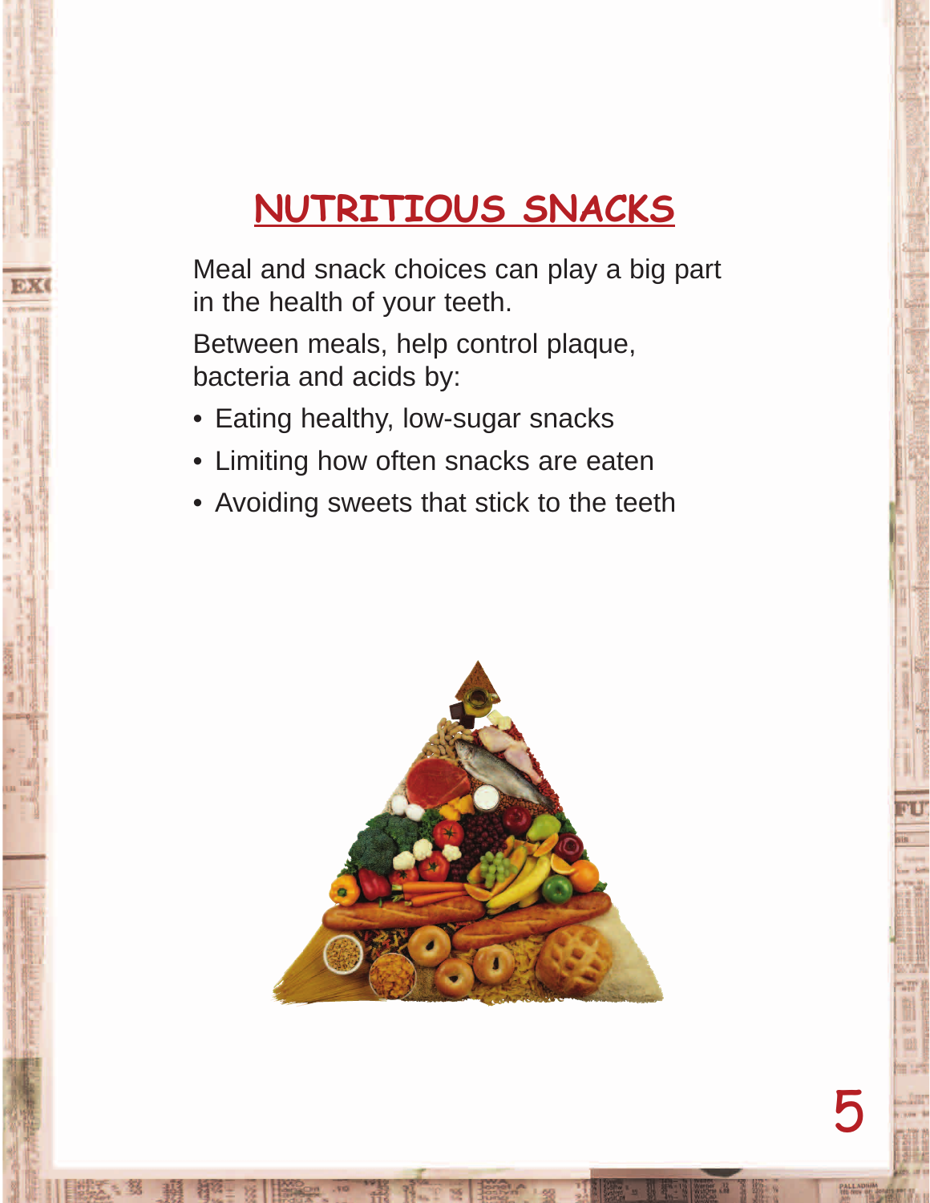# NUTRITIOUS SNACKS

Meal and snack choices can play a big part in the health of your teeth.

Between meals, help control plaque, bacteria and acids by:

- Eating healthy, low-sugar snacks
- Limiting how often snacks are eaten
- Avoiding sweets that stick to the teeth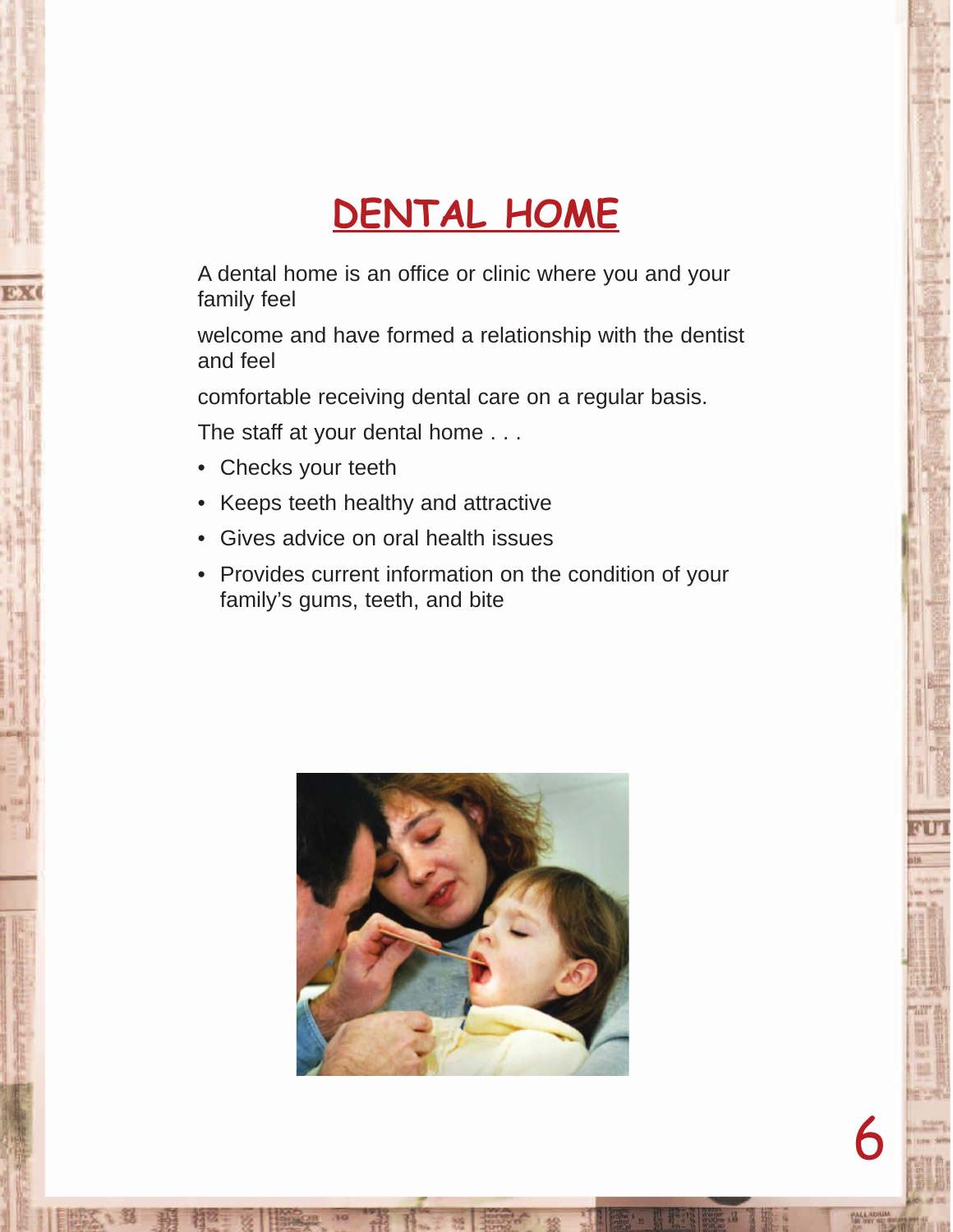# DENTAL HOME

A dental home is an office or clinic where you and your family feel

welcome and have formed a relationship with the dentist and feel

comfortable receiving dental care on a regular basis.

The staff at your dental home . . .

- Checks your teeth
- Keeps teeth healthy and attractive
- Gives advice on oral health issues
- Provides current information on the condition of your family's gums, teeth, and bite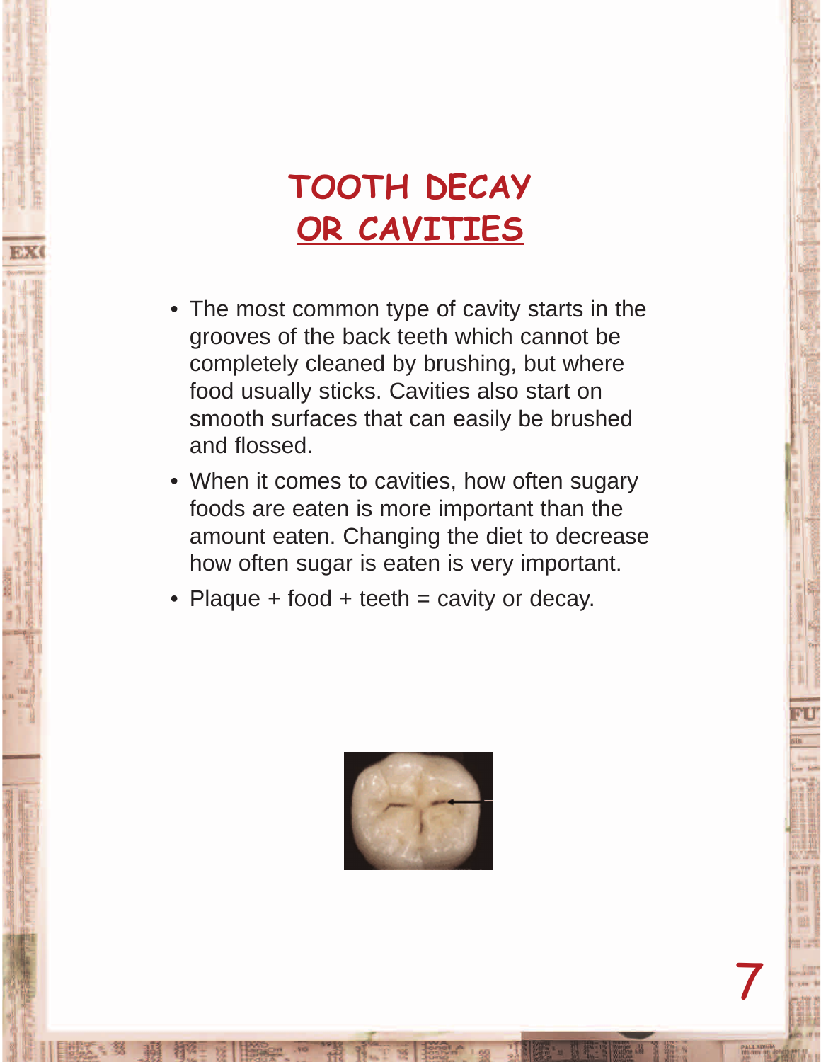# TOOTH DECAY OR CAVITIES

- The most common type of cavity starts in the grooves of the back teeth which cannot be completely cleaned by brushing, but where food usually sticks. Cavities also start on smooth surfaces that can easily be brushed and flossed.
- When it comes to cavities, how often sugary foods are eaten is more important than the amount eaten. Changing the diet to decrease how often sugar is eaten is very important.
- Plaque + food + teeth = cavity or decay.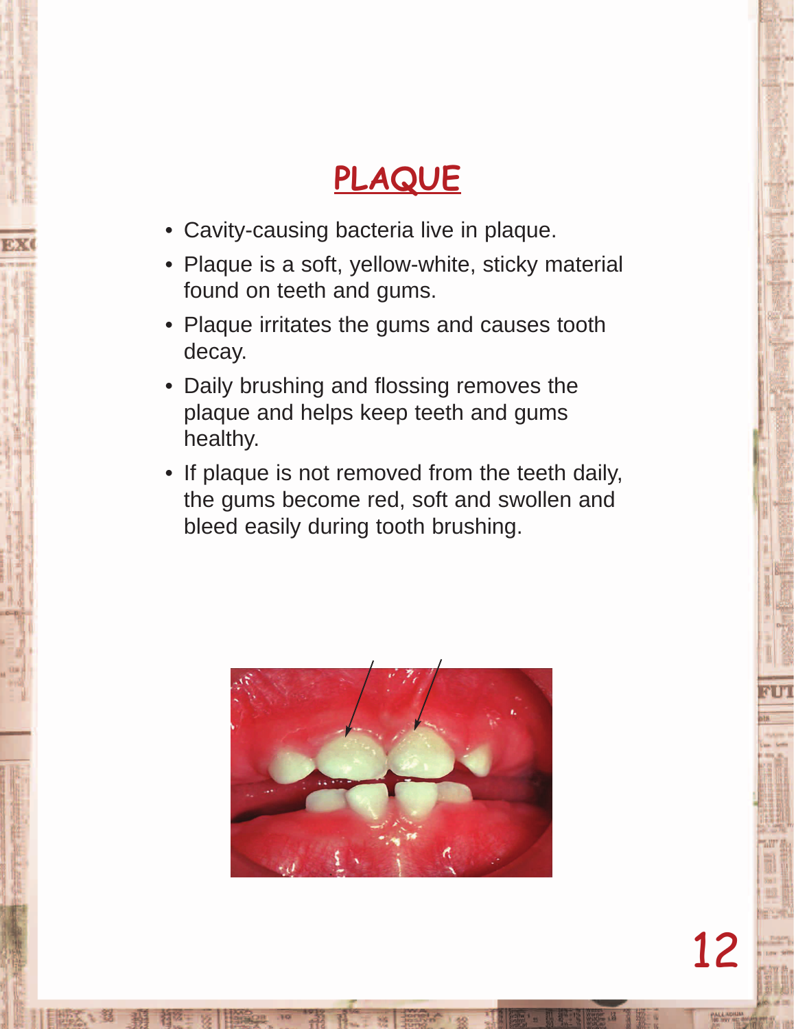# PLAQUE

- Cavity-causing bacteria live in plaque.
- Plaque is a soft, yellow-white, sticky material found on teeth and gums.
- Plaque irritates the gums and causes tooth decay.
- Daily brushing and flossing removes the plaque and helps keep teeth and gums healthy.
- If plaque is not removed from the teeth daily, the gums become red, soft and swollen and bleed easily during tooth brushing.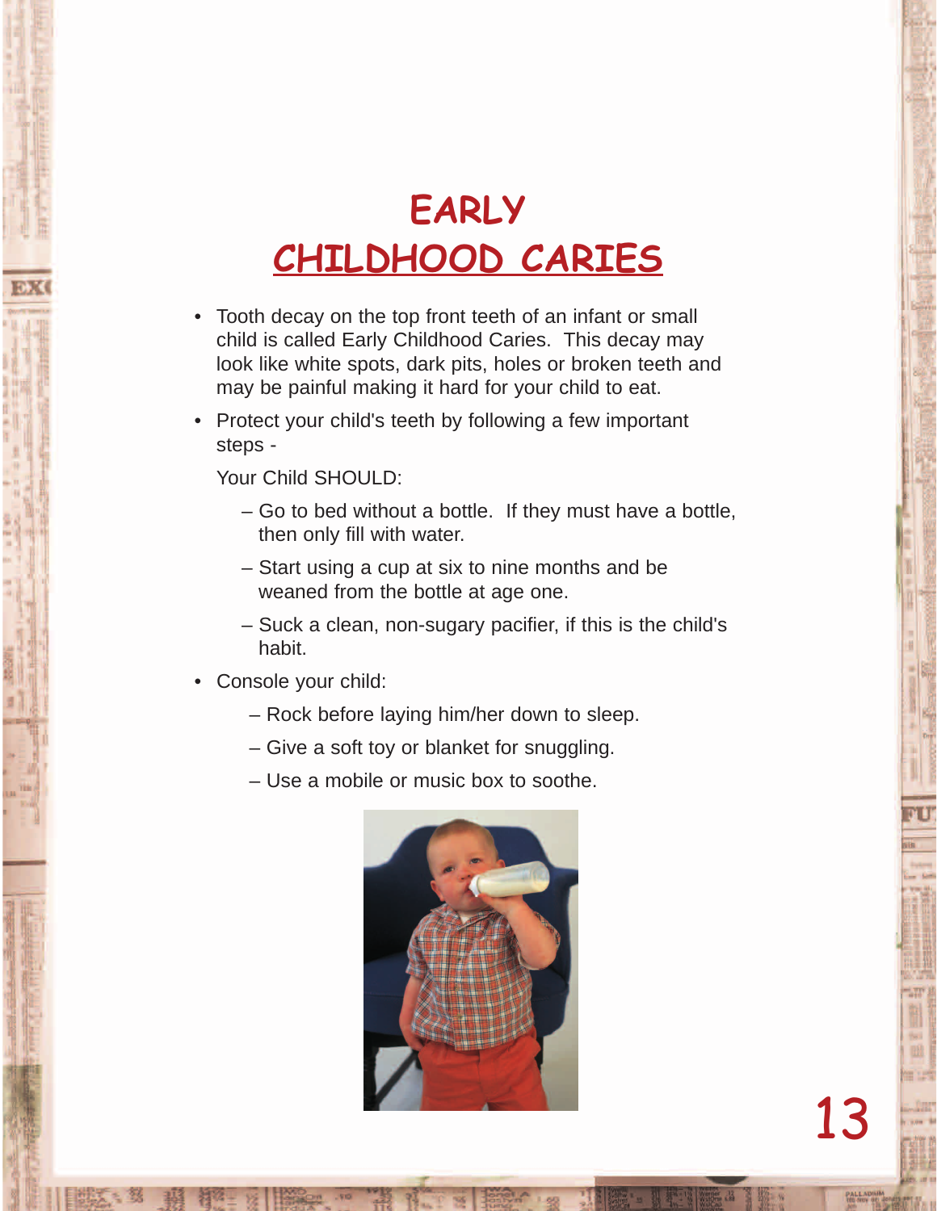# EARLY CHILDHOOD CARIES

- Tooth decay on the top front teeth of an infant or small child is called Early Childhood Caries. This decay may look like white spots, dark pits, holes or broken teeth and may be painful making it hard for your child to eat.
- Protect your child's teeth by following a few important steps -

  Your Child SHOULD:

  – Go to bed without a bottle. If they must have a bottle, then only fill with water.

  – Start using a cup at six to nine months and be weaned from the bottle at age one.

  – Suck a clean, non-sugary pacifier, if this is the child's habit.
- Console your child:

  – Rock before laying him/her down to sleep.

  – Give a soft toy or blanket for snuggling.

  – Use a mobile or music box to soothe.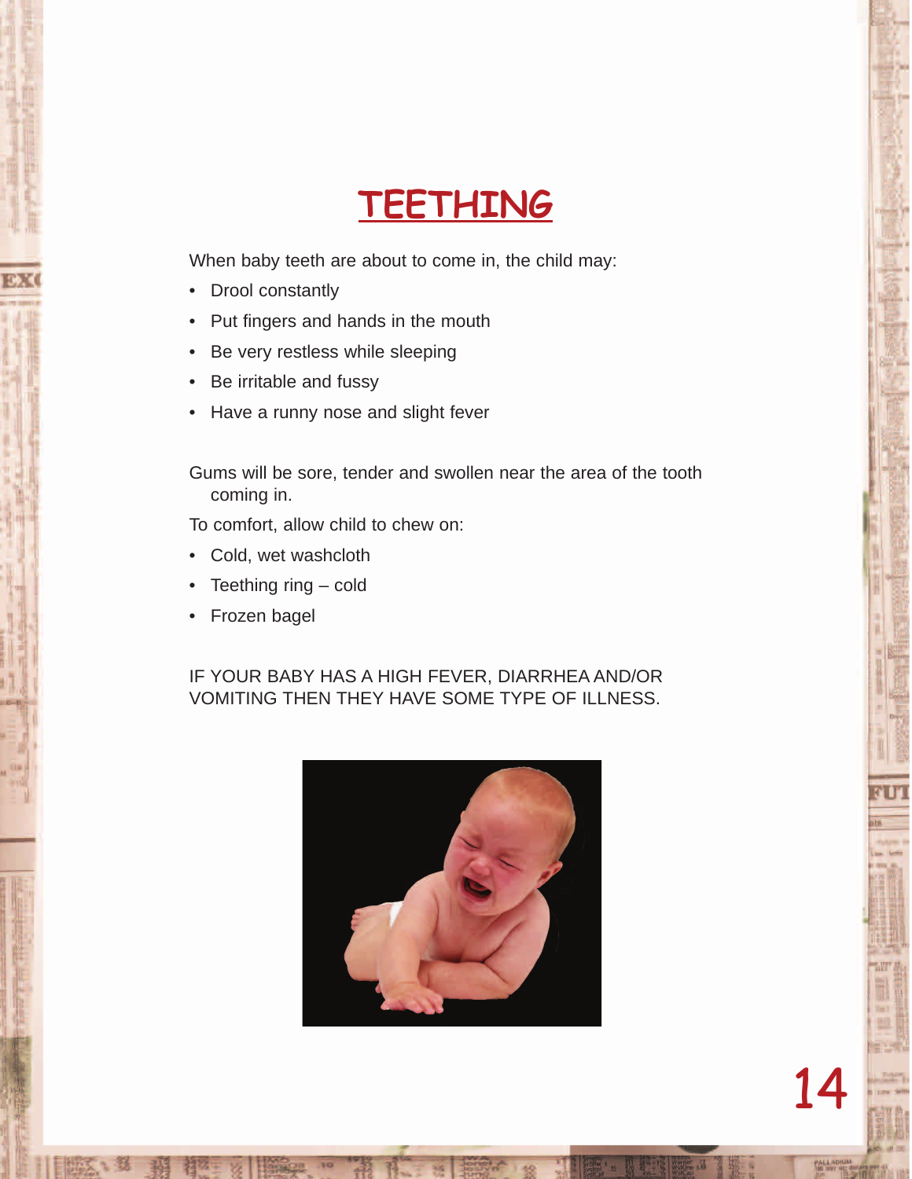# TEETHING

When baby teeth are about to come in, the child may:

- Drool constantly
- Put fingers and hands in the mouth
- Be very restless while sleeping
- Be irritable and fussy
- Have a runny nose and slight fever

Gums will be sore, tender and swollen near the area of the tooth coming in.

To comfort, allow child to chew on:

- Cold, wet washcloth
- Teething ring – cold
- Frozen bagel

IF YOUR BABY HAS A HIGH FEVER, DIARRHEA AND/OR VOMITING THEN THEY HAVE SOME TYPE OF ILLNESS.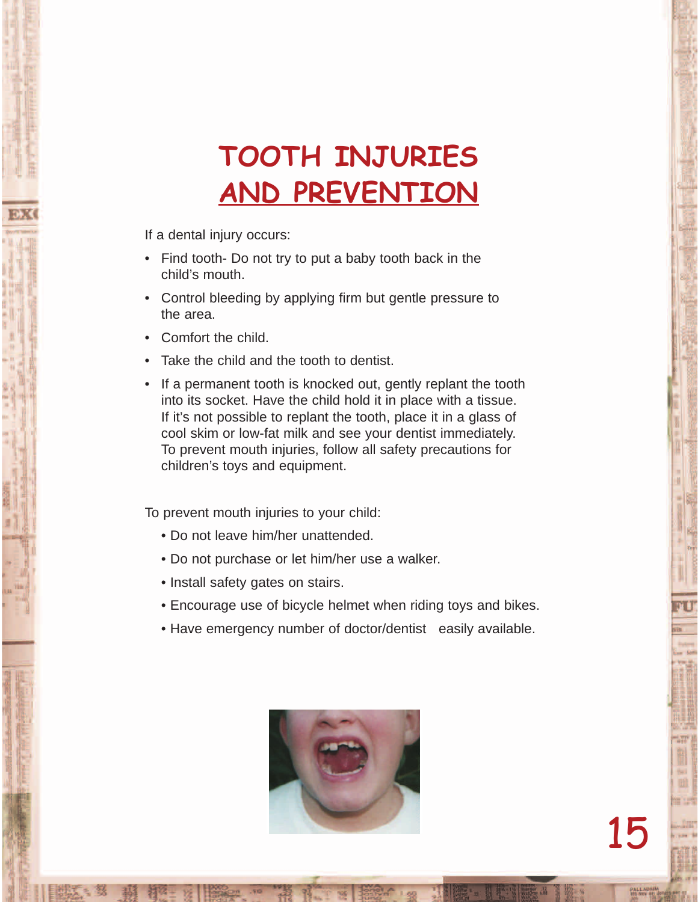# TOOTH INJURIES AND PREVENTION

If a dental injury occurs:

- Find tooth- Do not try to put a baby tooth back in the child's mouth.
- Control bleeding by applying firm but gentle pressure to the area.
- Comfort the child.
- Take the child and the tooth to dentist.
- If a permanent tooth is knocked out, gently replant the tooth into its socket. Have the child hold it in place with a tissue. If it's not possible to replant the tooth, place it in a glass of cool skim or low-fat milk and see your dentist immediately. To prevent mouth injuries, follow all safety precautions for children's toys and equipment.

To prevent mouth injuries to your child:

- Do not leave him/her unattended.
- Do not purchase or let him/her use a walker.
- Install safety gates on stairs.
- Encourage use of bicycle helmet when riding toys and bikes.
- Have emergency number of doctor/dentist easily available.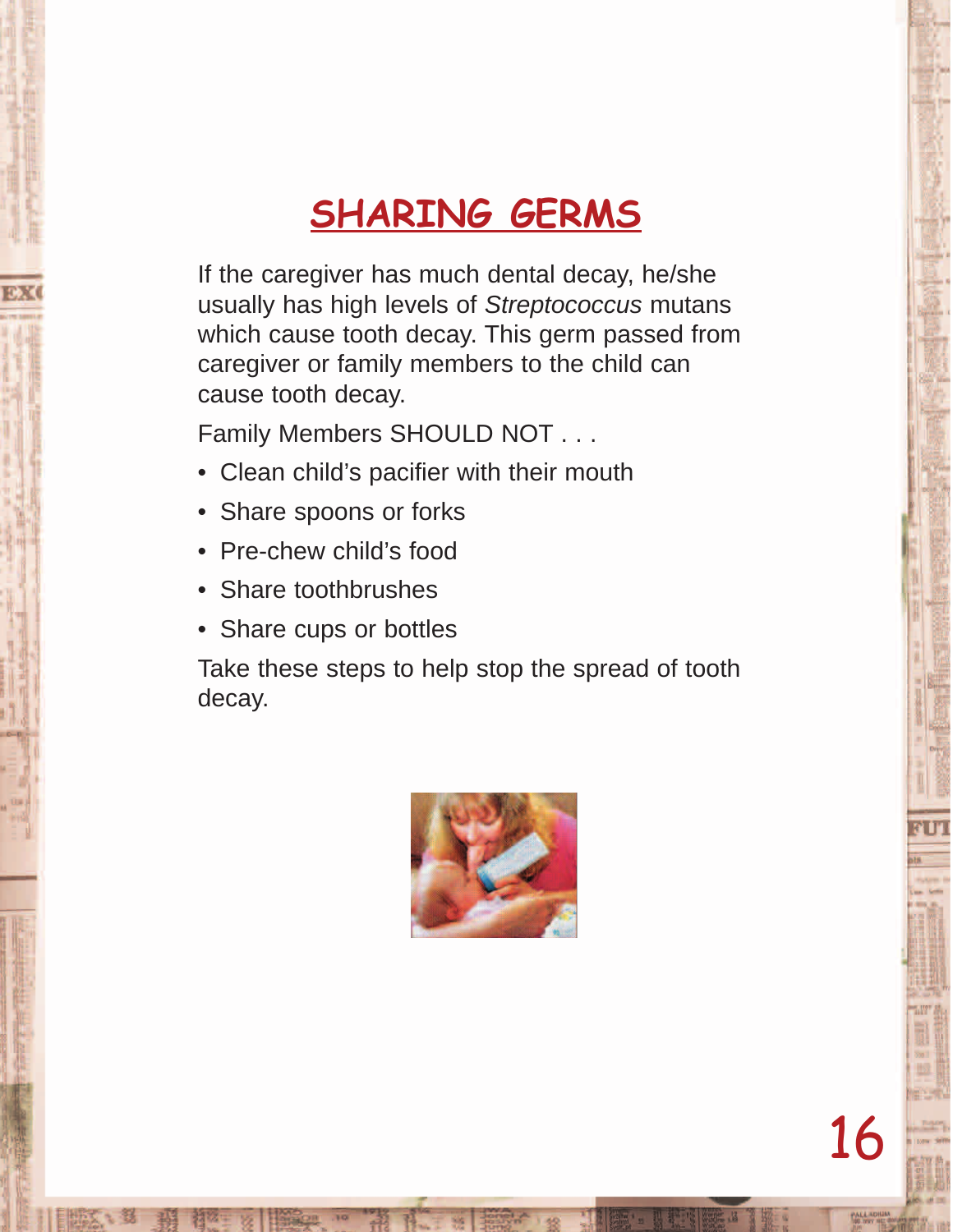# SHARING GERMS

If the caregiver has much dental decay, he/she usually has high levels of *Streptococcus* mutans which cause tooth decay. This germ passed from caregiver or family members to the child can cause tooth decay.

Family Members SHOULD NOT . . .

- Clean child's pacifier with their mouth
- Share spoons or forks
- Pre-chew child's food
- Share toothbrushes
- Share cups or bottles

Take these steps to help stop the spread of tooth decay.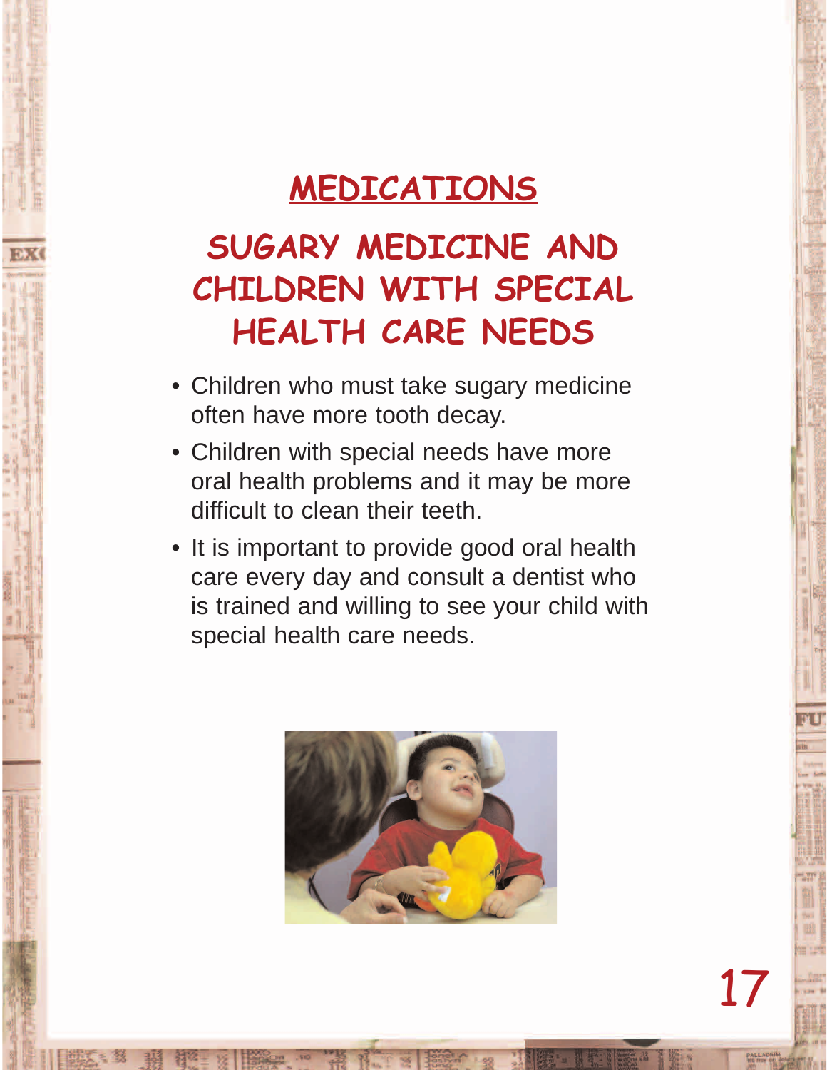# MEDICATIONS

## SUGARY MEDICINE AND CHILDREN WITH SPECIAL HEALTH CARE NEEDS

- Children who must take sugary medicine often have more tooth decay.
- Children with special needs have more oral health problems and it may be more difficult to clean their teeth.
- It is important to provide good oral health care every day and consult a dentist who is trained and willing to see your child with special health care needs.